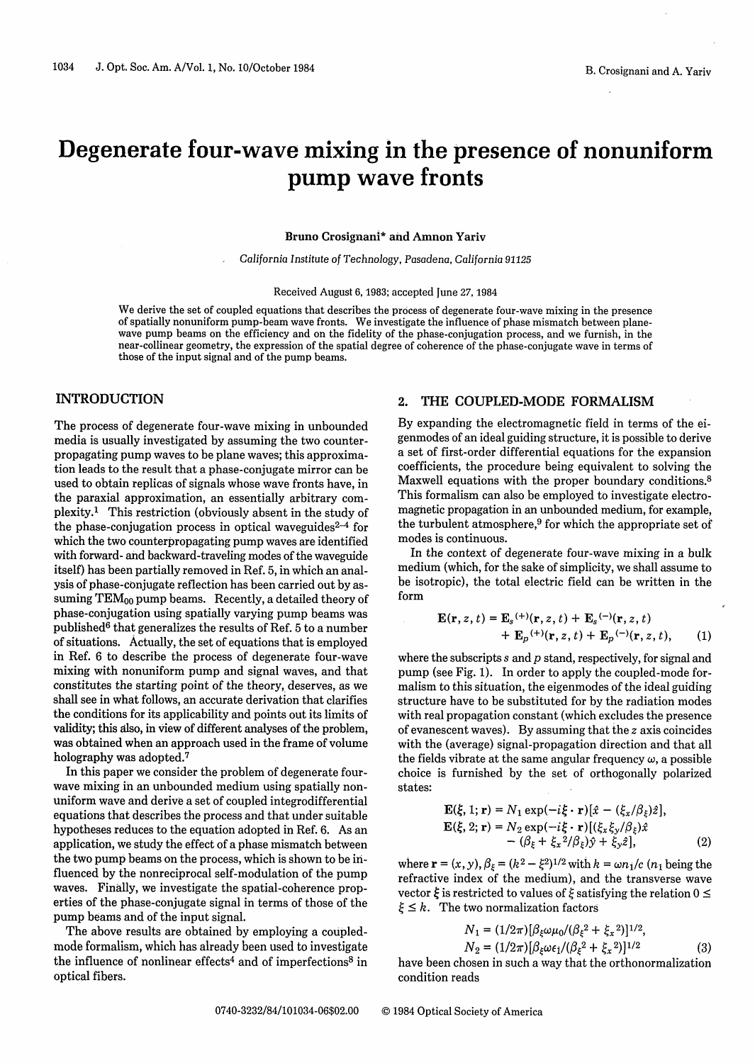# Degenerate four-wave mixing in the presence of nonuniform pump wave fronts

**Bruno Crosignani\* and Amnon Yariv**

*California Institute of Technology, Pasadena, California 91125*

Received August 6, 1983; accepted June 27, 1984

We derive the set of coupled equations that describes the process of degenerate four-wave mixing in the presence of spatially nonuniform pump-beam wave fronts. We investigate the influence of phase mismatch between plane-wave pump beams on the efficiency and on the fidelity of the phase-conjugation process, and we furnish, in the near-collinear geometry, the expression of the spatial degree of coherence of the phase-conjugate wave in terms of those of the input signal and of the pump beams.

## INTRODUCTION

The process of degenerate four-wave mixing in unbounded media is usually investigated by assuming the two counterpropagating pump waves to be plane waves; this approximation leads to the result that a phase-conjugate mirror can be used to obtain replicas of signals whose wave fronts have, in the paraxial approximation, an essentially arbitrary complexity.[1] This restriction (obviously absent in the study of the phase-conjugation process in optical waveguides[2–4] for which the two counterpropagating pump waves are identified with forward- and backward-traveling modes of the waveguide itself) has been partially removed in Ref. 5, in which an analysis of phase-conjugate reflection has been carried out by assuming $TEM_{00}$ pump beams. Recently, a detailed theory of phase-conjugation using spatially varying pump beams was published[6] that generalizes the results of Ref. 5 to a number of situations. Actually, the set of equations that is employed in Ref. 6 to describe the process of degenerate four-wave mixing with nonuniform pump and signal waves, and that constitutes the starting point of the theory, deserves, as we shall see in what follows, an accurate derivation that clarifies the conditions for its applicability and points out its limits of validity; this also, in view of different analyses of the problem, was obtained when an approach used in the frame of volume holography was adopted.[7]

In this paper we consider the problem of degenerate four-wave mixing in an unbounded medium using spatially nonuniform wave and derive a set of coupled integrodifferential equations that describes the process and that under suitable hypotheses reduces to the equation adopted in Ref. 6. As an application, we study the effect of a phase mismatch between the two pump beams on the process, which is shown to be influenced by the nonreciprocal self-modulation of the pump waves. Finally, we investigate the spatial-coherence properties of the phase-conjugate signal in terms of those of the pump beams and of the input signal.

The above results are obtained by employing a coupled-mode formalism, which has already been used to investigate the influence of nonlinear effects[4] and of imperfections[8] in optical fibers.

## 2. THE COUPLED-MODE FORMALISM

By expanding the electromagnetic field in terms of the eigenmodes of an ideal guiding structure, it is possible to derive a set of first-order differential equations for the expansion coefficients, the procedure being equivalent to solving the Maxwell equations with the proper boundary conditions.[8] This formalism can also be employed to investigate electromagnetic propagation in an unbounded medium, for example, the turbulent atmosphere,[9] for which the appropriate set of modes is continuous.

In the context of degenerate four-wave mixing in a bulk medium (which, for the sake of simplicity, we shall assume to be isotropic), the total electric field can be written in the form

$$\mathbf{E}(\mathbf{r}, z, t) = \mathbf{E}_s{}^{(+)}(\mathbf{r}, z, t) + \mathbf{E}_s{}^{(-)}(\mathbf{r}, z, t) + \mathbf{E}_p{}^{(+)}(\mathbf{r}, z, t) + \mathbf{E}_p{}^{(-)}(\mathbf{r}, z, t), \tag{1}$$

where the subscripts $s$ and $p$ stand, respectively, for signal and pump (see Fig. 1). In order to apply the coupled-mode formalism to this situation, the eigenmodes of the ideal guiding structure have to be substituted for by the radiation modes with real propagation constant (which excludes the presence of evanescent waves). By assuming that the $z$ axis coincides with the (average) signal-propagation direction and that all the fields vibrate at the same angular frequency $\omega$, a possible choice is furnished by the set of orthogonally polarized states:

$$\mathbf{E}(\xi, 1; \mathbf{r}) = N_1 \exp(-i\xi \cdot \mathbf{r})[\hat{x} - (\xi_x/\beta_\xi)\hat{z}],$$
$$\mathbf{E}(\xi, 2; \mathbf{r}) = N_2 \exp(-i\xi \cdot \mathbf{r})[(\xi_x \xi_y/\beta_\xi)\hat{x} - (\beta_\xi + \xi_x{}^2/\beta_\xi)\hat{y} + \xi_y \hat{z}], \tag{2}$$

where $\mathbf{r} = (x, y)$, $\beta_\xi = (k^2 - \xi^2)^{1/2}$ with $k = \omega n_1/c$ ($n_1$ being the refractive index of the medium), and the transverse wave vector $\xi$ is restricted to values of $\xi$ satisfying the relation $0 \leq \xi \leq k$. The two normalization factors

$$N_1 = (1/2\pi)[\beta_\xi \omega \mu_0/(\beta_\xi{}^2 + \xi_x{}^2)]^{1/2},$$
$$N_2 = (1/2\pi)[\beta_\xi \omega \epsilon_1/(\beta_\xi{}^2 + \xi_x{}^2)]^{1/2} \tag{3}$$

have been chosen in such a way that the orthonormalization condition reads

0740-3232/84/101034-06$02.00 © 1984 Optical Society of America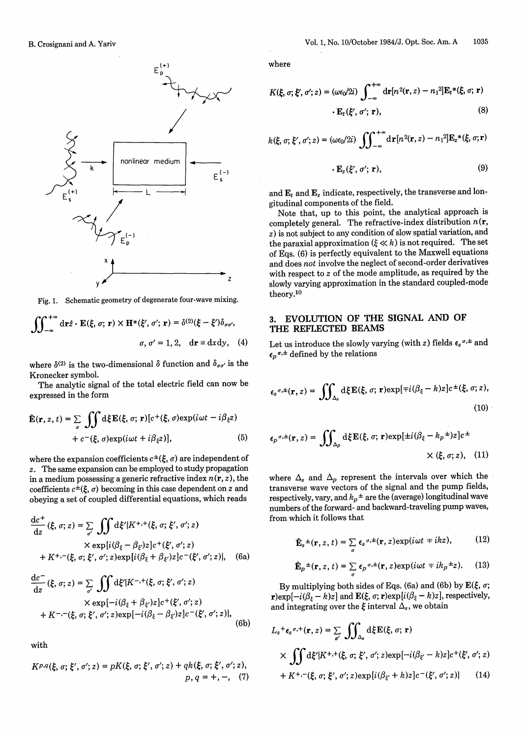Fig. 1. Schematic geometry of degenerate four-wave mixing.

$$\iint_{-\infty}^{+\infty} \mathrm{d}\mathbf{r}\hat{z} \cdot \mathbf{E}(\xi, \sigma; \mathbf{r}) \times \mathbf{H}^*(\xi', \sigma'; \mathbf{r}) = \delta^{(2)}(\xi - \xi')\delta_{\sigma\sigma'},$$
$$\sigma, \sigma' = 1, 2, \quad \mathrm{d}\mathbf{r} \equiv \mathrm{d}x\mathrm{d}y, \quad (4)$$

where $\delta^{(2)}$ is the two-dimensional $\delta$ function and $\delta_{\sigma\sigma'}$ is the Kronecker symbol.

The analytic signal of the total electric field can now be expressed in the form

$$\hat{\mathbf{E}}(\mathbf{r}, z, t) = \sum_{\sigma} \iint \mathrm{d}\xi \mathbf{E}(\xi, \sigma; \mathbf{r})[c^+(\xi, \sigma)\exp(i\omega t - i\beta_\xi z) + c^-(\xi, \sigma)\exp(i\omega t + i\beta_\xi z)], \quad (5)$$

where the expansion coefficients $c^\pm(\xi, \sigma)$ are independent of $z$. The same expansion can be employed to study propagation in a medium possessing a generic refractive index $n(\mathbf{r}, z)$, the coefficients $c^\pm(\xi, \sigma)$ becoming in this case dependent on $z$ and obeying a set of coupled differential equations, which reads

$$\frac{\mathrm{d}c^+}{\mathrm{d}z}(\xi, \sigma; z) = \sum_{\sigma'} \iint \mathrm{d}\xi' \{K^{+,+}(\xi, \sigma; \xi', \sigma'; z) \times \exp[i(\beta_\xi - \beta_{\xi'})z]c^+(\xi', \sigma'; z) + K^{+,-}(\xi, \sigma; \xi', \sigma'; z)\exp[i(\beta_\xi + \beta_{\xi'})z]c^-(\xi', \sigma'; z)\}, \quad (6a)$$

$$\frac{\mathrm{d}c^-}{\mathrm{d}z}(\xi, \sigma; z) = \sum_{\sigma'} \iint \mathrm{d}\xi' \{K^{-,+}(\xi, \sigma; \xi', \sigma'; z) \times \exp[-i(\beta_\xi + \beta_{\xi'})z]c^+(\xi', \sigma'; z) + K^{-,-}(\xi, \sigma; \xi', \sigma'; z)\exp[-i(\beta_\xi - \beta_{\xi'})z]c^-(\xi', \sigma'; z)\}, \quad (6b)$$

with

$$K^{p,q}(\xi, \sigma; \xi', \sigma'; z) = pK(\xi, \sigma; \xi', \sigma'; z) + qk(\xi, \sigma; \xi', \sigma'; z), \quad p, q = +, -, \quad (7)$$

where

$$K(\xi, \sigma; \xi', \sigma'; z) = (\omega\epsilon_0/2i) \iint_{-\infty}^{+\infty} \mathrm{d}\mathbf{r}[n^2(\mathbf{r}, z) - n_1^2]\mathbf{E}_t^*(\xi, \sigma; \mathbf{r}) \cdot \mathbf{E}_t(\xi', \sigma'; \mathbf{r}), \quad (8)$$

$$k(\xi, \sigma; \xi', \sigma'; z) = (\omega\epsilon_0/2i) \iint_{-\infty}^{+\infty} \mathrm{d}\mathbf{r}[n^2(\mathbf{r}, z) - n_1^2]\mathbf{E}_z^*(\xi, \sigma; \mathbf{r}) \cdot \mathbf{E}_z(\xi', \sigma'; \mathbf{r}), \quad (9)$$

and $\mathbf{E}_t$ and $\mathbf{E}_z$ indicate, respectively, the transverse and longitudinal components of the field.

Note that, up to this point, the analytical approach is completely general. The refractive-index distribution $n(\mathbf{r}, z)$ is not subject to any condition of slow spatial variation, and the paraxial approximation ($\xi \ll k$) is not required. The set of Eqs. (6) is perfectly equivalent to the Maxwell equations and does *not* involve the neglect of second-order derivatives with respect to $z$ of the mode amplitude, as required by the slowly varying approximation in the standard coupled-mode theory.[10]

## 3. EVOLUTION OF THE SIGNAL AND OF THE REFLECTED BEAMS

Let us introduce the slowly varying (with $z$) fields $\epsilon_s^{\sigma,\pm}$ and $\epsilon_p^{\sigma,\pm}$ defined by the relations

$$\epsilon_s^{\sigma,\pm}(\mathbf{r}, z) = \iint_{\Delta_s} \mathrm{d}\xi \mathbf{E}(\xi, \sigma; \mathbf{r})\exp[\mp i(\beta_\xi - k)z]c^\pm(\xi, \sigma; z), \quad (10)$$

$$\epsilon_p^{\sigma,\pm}(\mathbf{r}, z) = \iint_{\Delta_p} \mathrm{d}\xi \mathbf{E}(\xi, \sigma; \mathbf{r})\exp[\pm i(\beta_\xi - k_p^\pm)z]c^\pm(\xi, \sigma; z), \quad (11)$$

where $\Delta_s$ and $\Delta_p$ represent the intervals over which the transverse wave vectors of the signal and the pump fields, respectively, vary, and $k_p^\pm$ are the (average) longitudinal wave numbers of the forward- and backward-traveling pump waves, from which it follows that

$$\hat{\mathbf{E}}_s^\pm(\mathbf{r}, z, t) = \sum_{\sigma} \epsilon_s^{\sigma,\pm}(\mathbf{r}, z)\exp(i\omega t \mp ikz), \quad (12)$$

$$\hat{\mathbf{E}}_p^\pm(\mathbf{r}, z, t) = \sum_{\sigma} \epsilon_p^{\sigma,\pm}(\mathbf{r}, z)\exp(i\omega t \mp ik_p^\pm z). \quad (13)$$

By multiplying both sides of Eqs. (6a) and (6b) by $\mathbf{E}(\xi, \sigma; \mathbf{r})\exp[-i(\beta_\xi - k)z]$ and $\mathbf{E}(\xi, \sigma; \mathbf{r})\exp[i(\beta_\xi - k)z]$, respectively, and integrating over the $\xi$ interval $\Delta_s$, we obtain

$$L_s^+\epsilon_s^{\sigma,+}(\mathbf{r}, z) = \sum_{\sigma'} \iint_{\Delta_s} \mathrm{d}\xi \mathbf{E}(\xi, \sigma; \mathbf{r}) \times \iint \mathrm{d}\xi' \{K^{+,+}(\xi, \sigma; \xi', \sigma'; z)\exp[-i(\beta_{\xi'} - k)z]c^+(\xi', \sigma'; z) + K^{+,-}(\xi, \sigma; \xi', \sigma'; z)\exp[i(\beta_{\xi'} + k)z]c^-(\xi', \sigma'; z)\} \quad (14)$$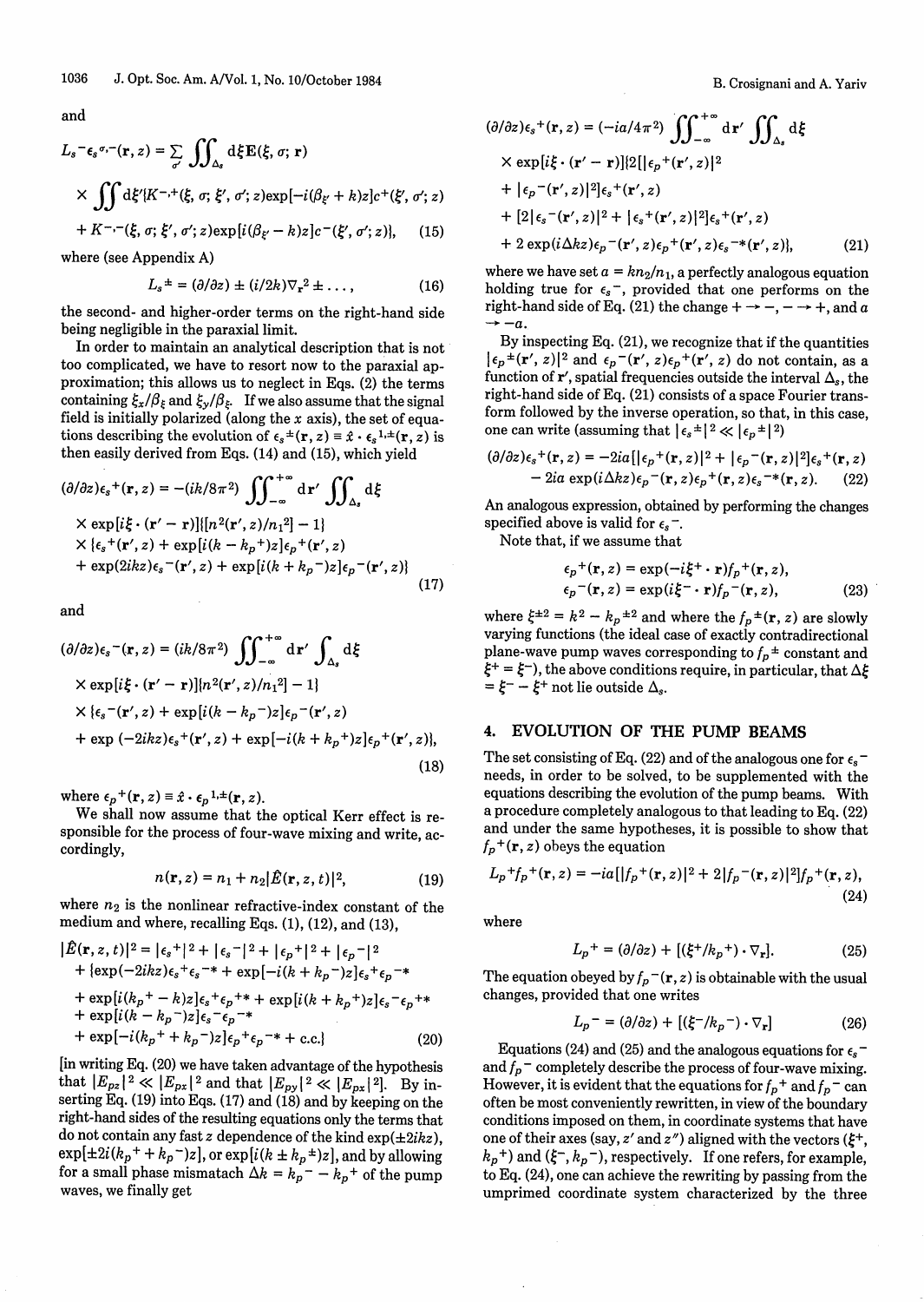and

$$L_s^- \epsilon_s^{\sigma,-}(\mathbf{r}, z) = \sum_{\sigma'} \iint_{\Delta_s} d\boldsymbol{\xi} \mathbf{E}(\boldsymbol{\xi}, \sigma; \mathbf{r})$$

$$\times \iint d\boldsymbol{\xi}' \{K^{-,+}(\boldsymbol{\xi}, \sigma; \boldsymbol{\xi}', \sigma'; z)\exp[-i(\beta_{\xi'} + k)z]c^+(\boldsymbol{\xi}', \sigma'; z)$$

$$+ K^{-,-}(\boldsymbol{\xi}, \sigma; \boldsymbol{\xi}', \sigma'; z)\exp[i(\beta_{\xi'} - k)z]c^-(\boldsymbol{\xi}', \sigma'; z)\}, \quad (15)$$

where (see Appendix A)

$$L_s^{\pm} = (\partial/\partial z) \pm (i/2k)\nabla_r^2 \pm \ldots, \quad (16)$$

the second- and higher-order terms on the right-hand side being negligible in the paraxial limit.

In order to maintain an analytical description that is not too complicated, we have to resort now to the paraxial approximation; this allows us to neglect in Eqs. (2) the terms containing $\xi_x/\beta_\xi$ and $\xi_y/\beta_\xi$. If we also assume that the signal field is initially polarized (along the $x$ axis), the set of equations describing the evolution of $\epsilon_s^{\pm}(\mathbf{r}, z) \equiv \hat{x} \cdot \epsilon_s^{1,\pm}(\mathbf{r}, z)$ is then easily derived from Eqs. (14) and (15), which yield

$$(\partial/\partial z)\epsilon_s^+(\mathbf{r}, z) = -(ik/8\pi^2) \iint_{-\infty}^{+\infty} d\mathbf{r}' \iint_{\Delta_s} d\boldsymbol{\xi}$$

$$\times \exp[i\boldsymbol{\xi} \cdot (\mathbf{r}' - \mathbf{r})]\{[n^2(\mathbf{r}', z)/n_1^2] - 1\}$$

$$\times \{\epsilon_s^+(\mathbf{r}', z) + \exp[i(k - k_p^+)z]\epsilon_p^+(\mathbf{r}', z)$$

$$+ \exp(2ikz)\epsilon_s^-(\mathbf{r}', z) + \exp[i(k + k_p^-)z]\epsilon_p^-(\mathbf{r}', z)\} \quad (17)$$

and

$$(\partial/\partial z)\epsilon_s^-(\mathbf{r}, z) = (ik/8\pi^2) \iint_{-\infty}^{+\infty} d\mathbf{r}' \int_{\Delta_s} d\boldsymbol{\xi}$$

$$\times \exp[i\boldsymbol{\xi} \cdot (\mathbf{r}' - \mathbf{r})]\{n^2(\mathbf{r}', z)/n_1^2] - 1\}$$

$$\times \{\epsilon_s^-(\mathbf{r}', z) + \exp[i(k - k_p^-)z]\epsilon_p^-(\mathbf{r}', z)$$

$$+ \exp(-2ikz)\epsilon_s^+(\mathbf{r}', z) + \exp[-i(k + k_p^+)z]\epsilon_p^+(\mathbf{r}', z)\}, \quad (18)$$

where $\epsilon_p^{\pm}(\mathbf{r}, z) \equiv \hat{x} \cdot \epsilon_p^{1,\pm}(\mathbf{r}, z)$.

We shall now assume that the optical Kerr effect is responsible for the process of four-wave mixing and write, accordingly,

$$n(\mathbf{r}, z) = n_1 + n_2|\hat{E}(\mathbf{r}, z, t)|^2, \quad (19)$$

where $n_2$ is the nonlinear refractive-index constant of the medium and where, recalling Eqs. (1), (12), and (13),

$$|\hat{E}(\mathbf{r}, z, t)|^2 = |\epsilon_s^+|^2 + |\epsilon_s^-|^2 + |\epsilon_p^+|^2 + |\epsilon_p^-|^2$$

$$+ \{\exp(-2ikz)\epsilon_s^+\epsilon_s^{-*} + \exp[-i(k + k_p^-)z]\epsilon_s^+\epsilon_p^{-*}$$

$$+ \exp[i(k_p^+ - k)z]\epsilon_s^+\epsilon_p^{+*} + \exp[i(k + k_p^+)z]\epsilon_s^-\epsilon_p^{+*}$$

$$+ \exp[i(k - k_p^-)z]\epsilon_s^-\epsilon_p^{-*}$$

$$+ \exp[-i(k_p^+ + k_p^-)z]\epsilon_p^+\epsilon_p^{-*} + \text{c.c.}\} \quad (20)$$

[in writing Eq. (20) we have taken advantage of the hypothesis that $|E_{pz}|^2 \ll |E_{px}|^2$ and that $|E_{py}|^2 \ll |E_{px}|^2$]. By inserting Eq. (19) into Eqs. (17) and (18) and by keeping on the right-hand sides of the resulting equations only the terms that do not contain any fast $z$ dependence of the kind $\exp(\pm 2ikz)$, $\exp[\pm 2i(k_p^+ + k_p^-)z]$, or $\exp[i(k \pm k_p^{\pm})z]$, and by allowing for a small phase mismatach $\Delta k = k_p^- - k_p^+$ of the pump waves, we finally get

$$(\partial/\partial z)\epsilon_s^+(\mathbf{r}, z) = (-ia/4\pi^2) \iint_{-\infty}^{+\infty} d\mathbf{r}' \iint_{\Delta_s} d\boldsymbol{\xi}$$

$$\times \exp[i\boldsymbol{\xi} \cdot (\mathbf{r}' - \mathbf{r})]\{2[|\epsilon_p^+(\mathbf{r}', z)|^2$$

$$+ |\epsilon_p^-(\mathbf{r}', z)|^2]\epsilon_s^+(\mathbf{r}', z)$$

$$+ [2|\epsilon_s^-(\mathbf{r}', z)|^2 + |\epsilon_s^+(\mathbf{r}', z)|^2]\epsilon_s^+(\mathbf{r}', z)$$

$$+ 2\exp(i\Delta kz)\epsilon_p^-(\mathbf{r}', z)\epsilon_p^+(\mathbf{r}', z)\epsilon_s^{-*}(\mathbf{r}', z)\}, \quad (21)$$

where we have set $a = kn_2/n_1$, a perfectly analogous equation holding true for $\epsilon_s^-$, provided that one performs on the right-hand side of Eq. (21) the change $+ \to -$, $- \to +$, and $a \to -a$.

By inspecting Eq. (21), we recognize that if the quantities $|\epsilon_p^{\pm}(\mathbf{r}', z)|^2$ and $\epsilon_p^-(\mathbf{r}', z)\epsilon_p^+(\mathbf{r}', z)$ do not contain, as a function of $\mathbf{r}'$, spatial frequencies outside the interval $\Delta_s$, the right-hand side of Eq. (21) consists of a space Fourier transform followed by the inverse operation, so that, in this case, one can write (assuming that $|\epsilon_s^{\pm}|^2 \ll |\epsilon_p^{\pm}|^2$)

$$(\partial/\partial z)\epsilon_s^+(\mathbf{r}, z) = -2ia[|\epsilon_p^+(\mathbf{r}, z)|^2 + |\epsilon_p^-(\mathbf{r}, z)|^2]\epsilon_s^+(\mathbf{r}, z)$$

$$- 2ia\exp(i\Delta kz)\epsilon_p^-(\mathbf{r}, z)\epsilon_p^+(\mathbf{r}, z)\epsilon_s^{-*}(\mathbf{r}, z). \quad (22)$$

An analogous expression, obtained by performing the changes specified above is valid for $\epsilon_s^-$.

Note that, if we assume that

$$\epsilon_p^+(\mathbf{r}, z) = \exp(-i\boldsymbol{\xi}^+ \cdot \mathbf{r})f_p^+(\mathbf{r}, z),$$

$$\epsilon_p^-(\mathbf{r}, z) = \exp(i\boldsymbol{\xi}^- \cdot \mathbf{r})f_p^-(\mathbf{r}, z), \quad (23)$$

where $\xi^{\pm 2} = k^2 - k_p^{\pm 2}$ and where the $f_p^{\pm}(\mathbf{r}, z)$ are slowly varying functions (the ideal case of exactly contradirectional plane-wave pump waves corresponding to $f_p^{\pm}$ constant and $\boldsymbol{\xi}^+ = \boldsymbol{\xi}^-$), the above conditions require, in particular, that $\Delta\boldsymbol{\xi} = \boldsymbol{\xi}^- - \boldsymbol{\xi}^+$ not lie outside $\Delta_s$.

## 4. EVOLUTION OF THE PUMP BEAMS

The set consisting of Eq. (22) and of the analogous one for $\epsilon_s^-$ needs, in order to be solved, to be supplemented with the equations describing the evolution of the pump beams. With a procedure completely analogous to that leading to Eq. (22) and under the same hypotheses, it is possible to show that $f_p^+(\mathbf{r}, z)$ obeys the equation

$$L_p^+ f_p^+(\mathbf{r}, z) = -ia[|f_p^+(\mathbf{r}, z)|^2 + 2|f_p^-(\mathbf{r}, z)|^2]f_p^+(\mathbf{r}, z), \quad (24)$$

where

$$L_p^+ = (\partial/\partial z) + [(\boldsymbol{\xi}^+/k_p^+) \cdot \nabla_r]. \quad (25)$$

The equation obeyed by $f_p^-(\mathbf{r}, z)$ is obtainable with the usual changes, provided that one writes

$$L_p^- = (\partial/\partial z) + [(\boldsymbol{\xi}^-/k_p^-) \cdot \nabla_r] \quad (26)$$

Equations (24) and (25) and the analogous equations for $\epsilon_s^-$ and $f_p^-$ completely describe the process of four-wave mixing. However, it is evident that the equations for $f_p^+$ and $f_p^-$ can often be most conveniently rewritten, in view of the boundary conditions imposed on them, in coordinate systems that have one of their axes (say, $z'$ and $z''$) aligned with the vectors ($\boldsymbol{\xi}^+$, $k_p^+$) and ($\boldsymbol{\xi}^-$, $k_p^-$), respectively. If one refers, for example, to Eq. (24), one can achieve the rewriting by passing from the unprimed coordinate system characterized by the three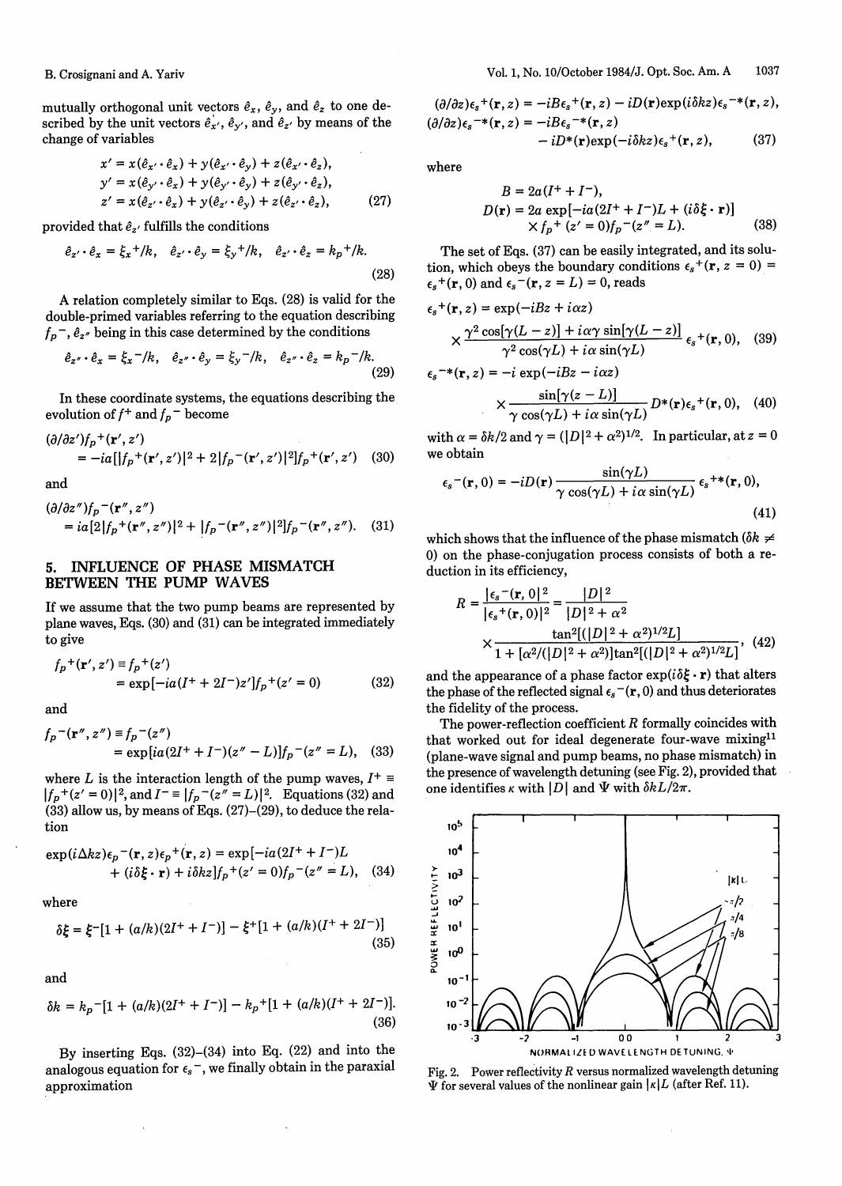mutually orthogonal unit vectors $\hat{e}_x$, $\hat{e}_y$, and $\hat{e}_z$ to one described by the unit vectors $\hat{e}_{x'}$, $\hat{e}_{y'}$, and $\hat{e}_{z'}$ by means of the change of variables

$$
\begin{aligned}
x' &= x(\hat{e}_{x'} \cdot \hat{e}_x) + y(\hat{e}_{x'} \cdot \hat{e}_y) + z(\hat{e}_{x'} \cdot \hat{e}_z),\\
y' &= x(\hat{e}_{y'} \cdot \hat{e}_x) + y(\hat{e}_{y'} \cdot \hat{e}_y) + z(\hat{e}_{y'} \cdot \hat{e}_z),\\
z' &= x(\hat{e}_{z'} \cdot \hat{e}_x) + y(\hat{e}_{z'} \cdot \hat{e}_y) + z(\hat{e}_{z'} \cdot \hat{e}_z),
\end{aligned}
\tag{27}
$$

provided that $\hat{e}_{z'}$ fulfills the conditions

$$\hat{e}_{z'} \cdot \hat{e}_x = \xi_x{}^+/k, \quad \hat{e}_{z'} \cdot \hat{e}_y = \xi_y{}^+/k, \quad \hat{e}_{z'} \cdot \hat{e}_z = k_p{}^+/k. \tag{28}$$

A relation completely similar to Eqs. (28) is valid for the double-primed variables referring to the equation describing $f_p{}^-$, $\hat{e}_{z''}$ being in this case determined by the conditions

$$\hat{e}_{z''} \cdot \hat{e}_x = \xi_x{}^-/k, \quad \hat{e}_{z''} \cdot \hat{e}_y = \xi_y{}^-/k, \quad \hat{e}_{z''} \cdot \hat{e}_z = k_p{}^-/k. \tag{29}$$

In these coordinate systems, the equations describing the evolution of $f^+$ and $f_p{}^-$ become

$$(\partial/\partial z')f_p{}^+(\mathbf{r}', z') = -ia[|f_p{}^+(\mathbf{r}', z')|^2 + 2|f_p{}^-(\mathbf{r}', z')|^2]f_p{}^+(\mathbf{r}', z') \tag{30}$$

and

$$(\partial/\partial z'')f_p{}^-(\mathbf{r}'', z'') = ia[2|f_p{}^+(\mathbf{r}'', z'')|^2 + |f_p{}^-(\mathbf{r}'', z'')|^2]f_p{}^-(\mathbf{r}'', z''). \tag{31}$$

## 5. INFLUENCE OF PHASE MISMATCH BETWEEN THE PUMP WAVES

If we assume that the two pump beams are represented by plane waves, Eqs. (30) and (31) can be integrated immediately to give

$$f_p{}^+(\mathbf{r}', z') \equiv f_p{}^+(z') = \exp[-ia(I^+ + 2I^-)z']f_p{}^+(z' = 0) \tag{32}$$

and

$$f_p{}^-(\mathbf{r}'', z'') \equiv f_p{}^-(z'') = \exp[ia(2I^+ + I^-)(z'' - L)]f_p{}^-(z'' = L), \tag{33}$$

where $L$ is the interaction length of the pump waves, $I^+ \equiv |f_p{}^+(z' = 0)|^2$, and $I^- \equiv |f_p{}^-(z'' = L)|^2$. Equations (32) and (33) allow us, by means of Eqs. (27)–(29), to deduce the relation

$$\exp(i\Delta kz)\epsilon_p{}^-(\mathbf{r}, z)\epsilon_p{}^+(\mathbf{r}, z) = \exp[-ia(2I^+ + I^-)L + (i\delta\xi \cdot \mathbf{r}) + i\delta kz]f_p{}^+(z' = 0)f_p{}^-(z'' = L), \tag{34}$$

where

$$\delta\xi = \xi^-[1 + (a/k)(2I^+ + I^-)] - \xi^+[1 + (a/k)(I^+ + 2I^-)] \tag{35}$$

and

$$\delta k = k_p{}^-[1 + (a/k)(2I^+ + I^-)] - k_p{}^+[1 + (a/k)(I^+ + 2I^-)]. \tag{36}$$

By inserting Eqs. (32)–(34) into Eq. (22) and into the analogous equation for $\epsilon_s{}^-$, we finally obtain in the paraxial approximation

$$
\begin{aligned}
(\partial/\partial z)\epsilon_s{}^+(\mathbf{r}, z) &= -iB\epsilon_s{}^+(\mathbf{r}, z) - iD(\mathbf{r})\exp(i\delta kz)\epsilon_s{}^{-*}(\mathbf{r}, z),\\
(\partial/\partial z)\epsilon_s{}^{-*}(\mathbf{r}, z) &= -iB\epsilon_s{}^{-*}(\mathbf{r}, z) - iD^*(\mathbf{r})\exp(-i\delta kz)\epsilon_s{}^+(\mathbf{r}, z),
\end{aligned}
\tag{37}
$$

where

$$
\begin{aligned}
B &= 2a(I^+ + I^-),\\
D(\mathbf{r}) &= 2a \exp[-ia(2I^+ + I^-)L + (i\delta\xi \cdot \mathbf{r})] \times f_p{}^+(z' = 0)f_p{}^-(z'' = L).
\end{aligned}
\tag{38}
$$

The set of Eqs. (37) can be easily integrated, and its solution, which obeys the boundary conditions $\epsilon_s{}^+(\mathbf{r}, z = 0) = \epsilon_s{}^+(\mathbf{r}, 0)$ and $\epsilon_s{}^-(\mathbf{r}, z = L) = 0$, reads

$$\epsilon_s{}^+(\mathbf{r}, z) = \exp(-iBz + i\alpha z) \times \frac{\gamma^2 \cos[\gamma(L - z)] + i\alpha\gamma \sin[\gamma(L - z)]}{\gamma^2 \cos(\gamma L) + i\alpha \sin(\gamma L)} \epsilon_s{}^+(\mathbf{r}, 0), \tag{39}$$

$$\epsilon_s{}^{-*}(\mathbf{r}, z) = -i \exp(-iBz - i\alpha z) \times \frac{\sin[\gamma(z - L)]}{\gamma \cos(\gamma L) + i\alpha \sin(\gamma L)} D^*(\mathbf{r})\epsilon_s{}^+(\mathbf{r}, 0), \tag{40}$$

with $\alpha = \delta k/2$ and $\gamma = (|D|^2 + \alpha^2)^{1/2}$. In particular, at $z = 0$ we obtain

$$\epsilon_s{}^-(\mathbf{r}, 0) = -iD(\mathbf{r}) \frac{\sin(\gamma L)}{\gamma \cos(\gamma L) + i\alpha \sin(\gamma L)} \epsilon_s{}^{+*}(\mathbf{r}, 0), \tag{41}$$

which shows that the influence of the phase mismatch ($\delta k \neq 0$) on the phase-conjugation process consists of both a reduction in its efficiency,

$$R = \frac{|\epsilon_s{}^-(\mathbf{r}, 0|^2}{|\epsilon_s{}^+(\mathbf{r}, 0)|^2} = \frac{|D|^2}{|D|^2 + \alpha^2} \times \frac{\tan^2[(|D|^2 + \alpha^2)^{1/2}L]}{1 + [\alpha^2/(|D|^2 + \alpha^2)]\tan^2[(|D|^2 + \alpha^2)^{1/2}L]}, \tag{42}$$

and the appearance of a phase factor $\exp(i\delta\xi \cdot \mathbf{r})$ that alters the phase of the reflected signal $\epsilon_s{}^-(\mathbf{r}, 0)$ and thus deteriorates the fidelity of the process.

The power-reflection coefficient $R$ formally coincides with that worked out for ideal degenerate four-wave mixing[11] (plane-wave signal and pump beams, no phase mismatch) in the presence of wavelength detuning (see Fig. 2), provided that one identifies $\kappa$ with $|D|$ and $\Psi$ with $\delta kL/2\pi$.

Fig. 2. Power reflectivity $R$ versus normalized wavelength detuning $\Psi$ for several values of the nonlinear gain $|\kappa|L$ (after Ref. 11).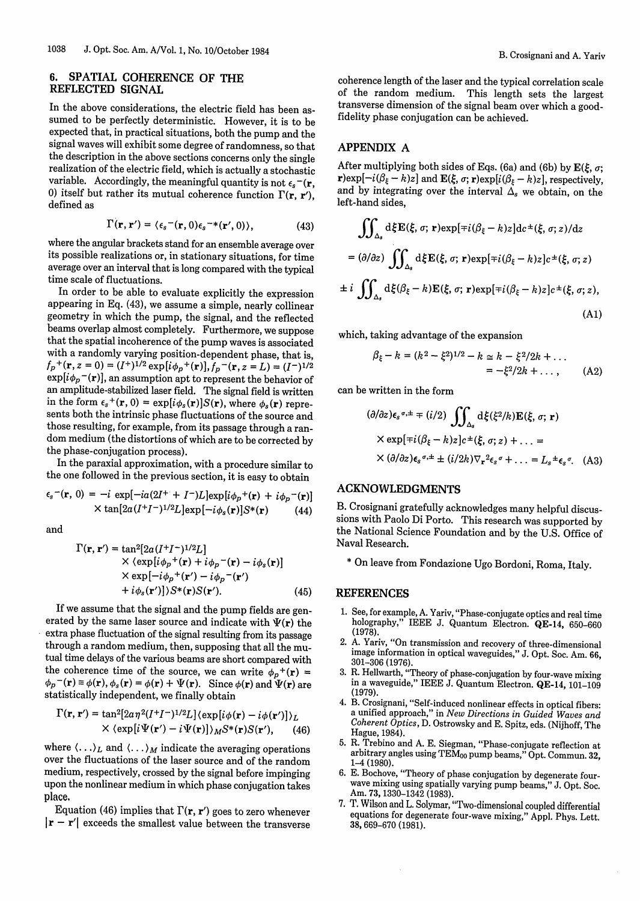## 6. SPATIAL COHERENCE OF THE REFLECTED SIGNAL

In the above considerations, the electric field has been assumed to be perfectly deterministic. However, it is to be expected that, in practical situations, both the pump and the signal waves will exhibit some degree of randomness, so that the description in the above sections concerns only the single realization of the electric field, which is actually a stochastic variable. Accordingly, the meaningful quantity is not $\epsilon_s^-(\mathbf{r}, 0)$ itself but rather its mutual coherence function $\Gamma(\mathbf{r}, \mathbf{r}')$, defined as

$$\Gamma(\mathbf{r}, \mathbf{r}') = \langle \epsilon_s^-(\mathbf{r}, 0)\epsilon_s^{-*}(\mathbf{r}', 0)\rangle, \tag{43}$$

where the angular brackets stand for an ensemble average over its possible realizations or, in stationary situations, for time average over an interval that is long compared with the typical time scale of fluctuations.

In order to be able to evaluate explicitly the expression appearing in Eq. (43), we assume a simple, nearly collinear geometry in which the pump, the signal, and the reflected beams overlap almost completely. Furthermore, we suppose that the spatial incoherence of the pump waves is associated with a randomly varying position-dependent phase, that is, $f_p^+(\mathbf{r}, z = 0) = (I^+)^{1/2}\exp[i\phi_p^+(\mathbf{r})]$, $f_p^-(\mathbf{r}, z = L) = (I^-)^{1/2}\exp[i\phi_p^-(\mathbf{r})]$, an assumption apt to represent the behavior of an amplitude-stabilized laser field. The signal field is written in the form $\epsilon_s^+(\mathbf{r}, 0) = \exp[i\phi_s(\mathbf{r})]S(\mathbf{r})$, where $\phi_s(\mathbf{r})$ represents both the intrinsic phase fluctuations of the source and those resulting, for example, from its passage through a random medium (the distortions of which are to be corrected by the phase-conjugation process).

In the paraxial approximation, with a procedure similar to the one followed in the previous section, it is easy to obtain

$$\epsilon_s^-(\mathbf{r}, 0) = -i\exp[-ia(2I^+ + I^-)L]\exp[i\phi_p^+(\mathbf{r}) + i\phi_p^-(\mathbf{r})] \times \tan[2a(I^+I^-)^{1/2}L]\exp[-i\phi_s(\mathbf{r})]S^*(\mathbf{r}) \tag{44}$$

and

$$\Gamma(\mathbf{r}, \mathbf{r}') = \tan^2[2a(I^+I^-)^{1/2}L] \times \langle \exp[i\phi_p^+(\mathbf{r}) + i\phi_p^-(\mathbf{r}) - i\phi_s(\mathbf{r})] \times \exp[-i\phi_p^+(\mathbf{r}') - i\phi_p^-(\mathbf{r}') + i\phi_s(\mathbf{r}')]\rangle S^*(\mathbf{r})S(\mathbf{r}'). \tag{45}$$

If we assume that the signal and the pump fields are generated by the same laser source and indicate with $\Psi(\mathbf{r})$ the extra phase fluctuation of the signal resulting from its passage through a random medium, then, supposing that all the mutual time delays of the various beams are short compared with the coherence time of the source, we can write $\phi_p^+(\mathbf{r}) = \phi_p^-(\mathbf{r}) \equiv \phi(\mathbf{r})$, $\phi_s(\mathbf{r}) = \phi(\mathbf{r}) + \Psi(\mathbf{r})$. Since $\phi(\mathbf{r})$ and $\Psi(\mathbf{r})$ are statistically independent, we finally obtain

$$\Gamma(\mathbf{r}, \mathbf{r}') = \tan^2[2a\eta^2(I^+I^-)^{1/2}L]\langle \exp[i\phi(\mathbf{r}) - i\phi(\mathbf{r}')]\rangle_L \times \langle \exp[i\Psi(\mathbf{r}') - i\Psi(\mathbf{r})]\rangle_M S^*(\mathbf{r})S(\mathbf{r}'), \tag{46}$$

where $\langle \ldots \rangle_L$ and $\langle \ldots \rangle_M$ indicate the averaging operations over the fluctuations of the laser source and of the random medium, respectively, crossed by the signal before impinging upon the nonlinear medium in which phase conjugation takes place.

Equation (46) implies that $\Gamma(\mathbf{r}, \mathbf{r}')$ goes to zero whenever $|\mathbf{r} - \mathbf{r}'|$ exceeds the smallest value between the transverse coherence length of the laser and the typical correlation scale of the random medium. This length sets the largest transverse dimension of the signal beam over which a good-fidelity phase conjugation can be achieved.

## APPENDIX A

After multiplying both sides of Eqs. (6a) and (6b) by $\mathbf{E}(\xi, \sigma; \mathbf{r})\exp[-i(\beta_\xi - k)z]$ and $\mathbf{E}(\xi, \sigma; \mathbf{r})\exp[i(\beta_\xi - k)z]$, respectively, and by integrating over the interval $\Delta_s$ we obtain, on the left-hand sides,

$$\iint_{\Delta_s} d\xi \mathbf{E}(\xi, \sigma; \mathbf{r})\exp[\mp i(\beta_\xi - k)z]dc^\pm(\xi, \sigma; z)/dz$$
$$= (\partial/\partial z)\iint_{\Delta_s} d\xi \mathbf{E}(\xi, \sigma; \mathbf{r})\exp[\mp i(\beta_\xi - k)z]c^\pm(\xi, \sigma; z)$$
$$\pm i\iint_{\Delta_s} d\xi(\beta_\xi - k)\mathbf{E}(\xi, \sigma; \mathbf{r})\exp[\mp i(\beta_\xi - k)z]c^\pm(\xi, \sigma; z), \tag{A1}$$

which, taking advantage of the expansion

$$\beta_\xi - k = (k^2 - \xi^2)^{1/2} - k \cong k - \xi^2/2k + \ldots = -\xi^2/2k + \ldots, \tag{A2}$$

can be written in the form

$$(\partial/\partial z)\epsilon_s^{\sigma,\pm} \mp (i/2)\iint_{\Delta_s} d\xi(\xi^2/k)\mathbf{E}(\xi, \sigma; \mathbf{r}) \times \exp[\mp i(\beta_\xi - k)z]c^\pm(\xi, \sigma; z) + \ldots = \times (\partial/\partial z)\epsilon_s^{\sigma,\pm} \pm (i/2k)\nabla_\mathbf{r}^2\epsilon_s^\sigma + \ldots = L_s^\pm\epsilon_s^\sigma. \tag{A3}$$

## ACKNOWLEDGMENTS

B. Crosignani gratefully acknowledges many helpful discussions with Paolo Di Porto. This research was supported by the National Science Foundation and by the U.S. Office of Naval Research.

\* On leave from Fondazione Ugo Bordoni, Roma, Italy.

## REFERENCES

1. See, for example, A. Yariv, "Phase-conjugate optics and real time holography," IEEE J. Quantum Electron. **QE-14**, 650–660 (1978).
2. A. Yariv, "On transmission and recovery of three-dimensional image information in optical waveguides," J. Opt. Soc. Am. **66**, 301–306 (1976).
3. R. Hellwarth, "Theory of phase-conjugation by four-wave mixing in a waveguide," IEEE J. Quantum Electron. **QE-14**, 101–109 (1979).
4. B. Crosignani, "Self-induced nonlinear effects in optical fibers: a unified approach," in *New Directions in Guided Waves and Coherent Optics*, D. Ostrowsky and E. Spitz, eds. (Nijhoff, The Hague, 1984).
5. R. Trebino and A. E. Siegman, "Phase-conjugate reflection at arbitrary angles using TEM$_{00}$ pump beams," Opt. Commun. **32**, 1–4 (1980).
6. E. Bochove, "Theory of phase conjugation by degenerate four-wave mixing using spatially varying pump beams," J. Opt. Soc. Am. **73**, 1330–1342 (1983).
7. T. Wilson and L. Solymar, "Two-dimensional coupled differential equations for degenerate four-wave mixing," Appl. Phys. Lett. **38**, 669–670 (1981).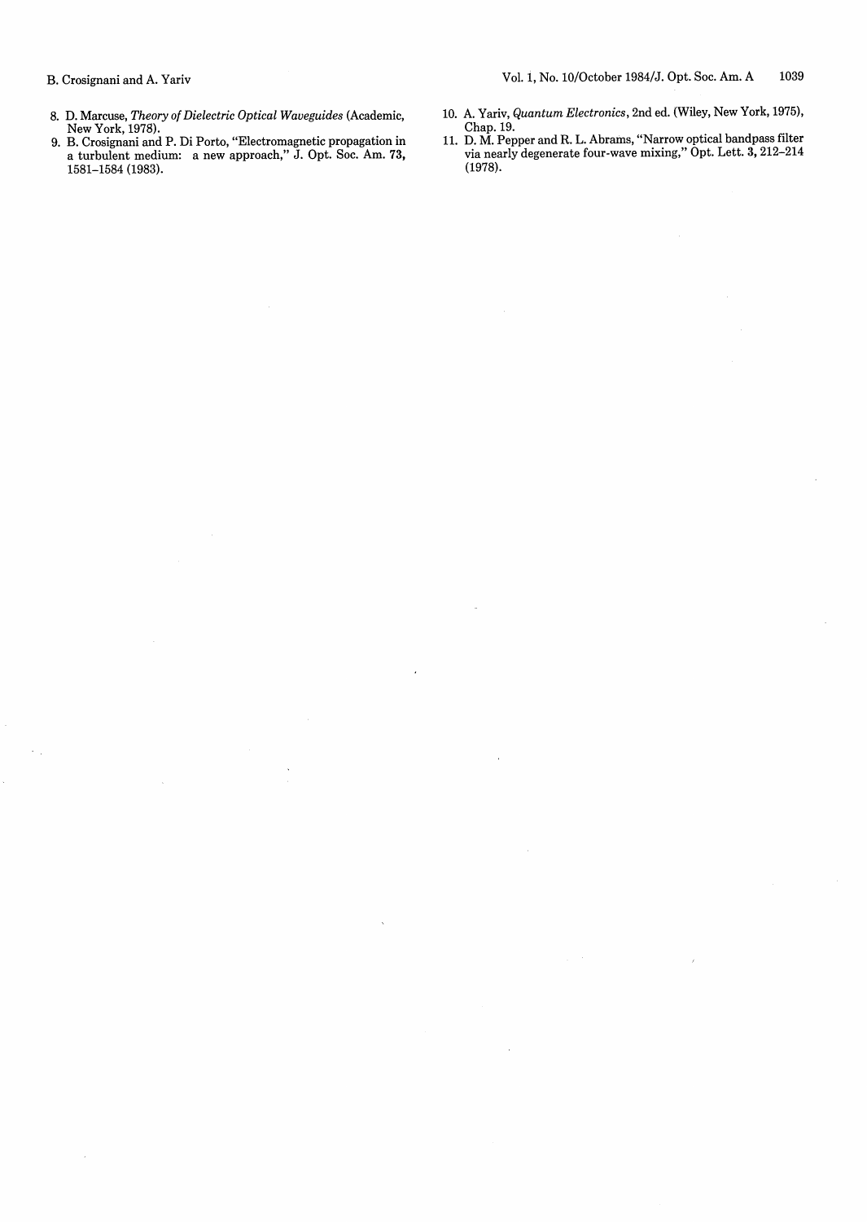8. D. Marcuse, *Theory of Dielectric Optical Waveguides* (Academic, New York, 1978).
9. B. Crosignani and P. Di Porto, "Electromagnetic propagation in a turbulent medium: a new approach," J. Opt. Soc. Am. **73**, 1581–1584 (1983).
10. A. Yariv, *Quantum Electronics*, 2nd ed. (Wiley, New York, 1975), Chap. 19.
11. D. M. Pepper and R. L. Abrams, "Narrow optical bandpass filter via nearly degenerate four-wave mixing," Opt. Lett. **3**, 212–214 (1978).